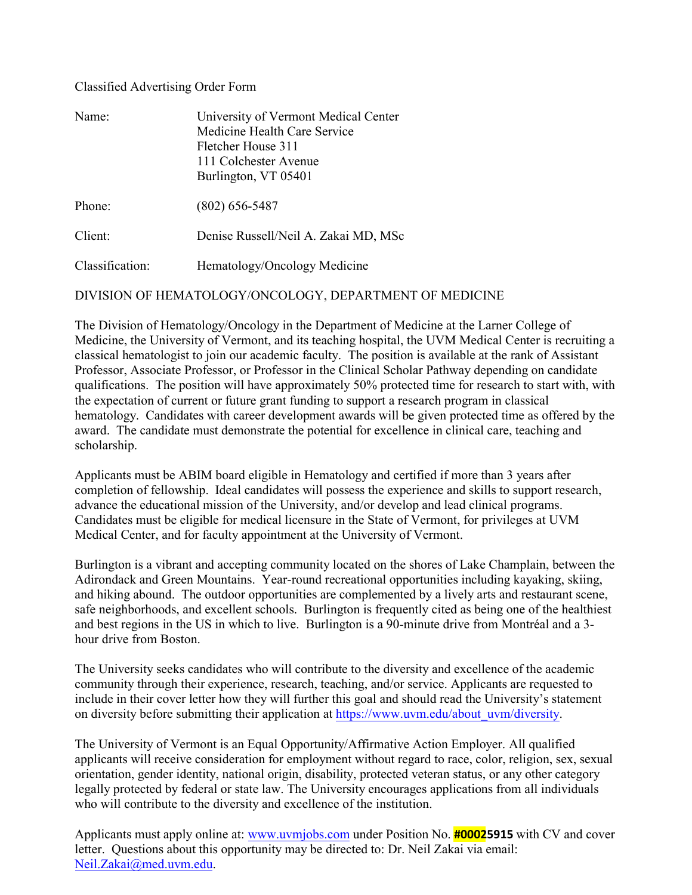Classified Advertising Order Form

| | |
|---|---|
| Name: | University of Vermont Medical Center<br>Medicine Health Care Service<br>Fletcher House 311<br>111 Colchester Avenue<br>Burlington, VT 05401 |
| Phone: | (802) 656-5487 |
| Client: | Denise Russell/Neil A. Zakai MD, MSc |
| Classification: | Hematology/Oncology Medicine |

DIVISION OF HEMATOLOGY/ONCOLOGY, DEPARTMENT OF MEDICINE

The Division of Hematology/Oncology in the Department of Medicine at the Larner College of Medicine, the University of Vermont, and its teaching hospital, the UVM Medical Center is recruiting a classical hematologist to join our academic faculty. The position is available at the rank of Assistant Professor, Associate Professor, or Professor in the Clinical Scholar Pathway depending on candidate qualifications. The position will have approximately 50% protected time for research to start with, with the expectation of current or future grant funding to support a research program in classical hematology. Candidates with career development awards will be given protected time as offered by the award. The candidate must demonstrate the potential for excellence in clinical care, teaching and scholarship.

Applicants must be ABIM board eligible in Hematology and certified if more than 3 years after completion of fellowship. Ideal candidates will possess the experience and skills to support research, advance the educational mission of the University, and/or develop and lead clinical programs. Candidates must be eligible for medical licensure in the State of Vermont, for privileges at UVM Medical Center, and for faculty appointment at the University of Vermont.

Burlington is a vibrant and accepting community located on the shores of Lake Champlain, between the Adirondack and Green Mountains. Year-round recreational opportunities including kayaking, skiing, and hiking abound. The outdoor opportunities are complemented by a lively arts and restaurant scene, safe neighborhoods, and excellent schools. Burlington is frequently cited as being one of the healthiest and best regions in the US in which to live. Burlington is a 90-minute drive from Montréal and a 3-hour drive from Boston.

The University seeks candidates who will contribute to the diversity and excellence of the academic community through their experience, research, teaching, and/or service. Applicants are requested to include in their cover letter how they will further this goal and should read the University's statement on diversity before submitting their application at https://www.uvm.edu/about_uvm/diversity.

The University of Vermont is an Equal Opportunity/Affirmative Action Employer. All qualified applicants will receive consideration for employment without regard to race, color, religion, sex, sexual orientation, gender identity, national origin, disability, protected veteran status, or any other category legally protected by federal or state law. The University encourages applications from all individuals who will contribute to the diversity and excellence of the institution.

Applicants must apply online at: www.uvmjobs.com under Position No. **#00025915** with CV and cover letter. Questions about this opportunity may be directed to: Dr. Neil Zakai via email: Neil.Zakai@med.uvm.edu.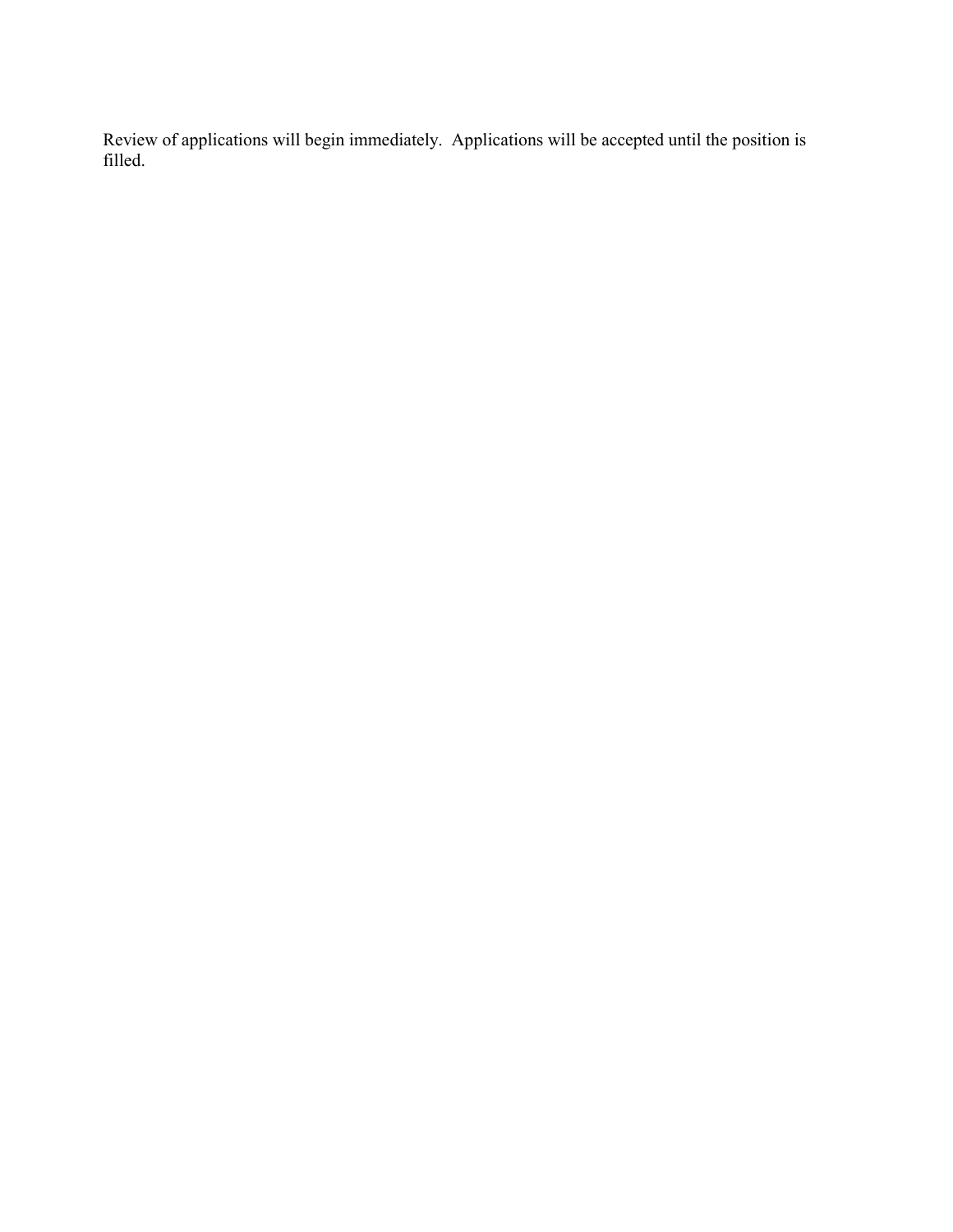Review of applications will begin immediately. Applications will be accepted until the position is filled.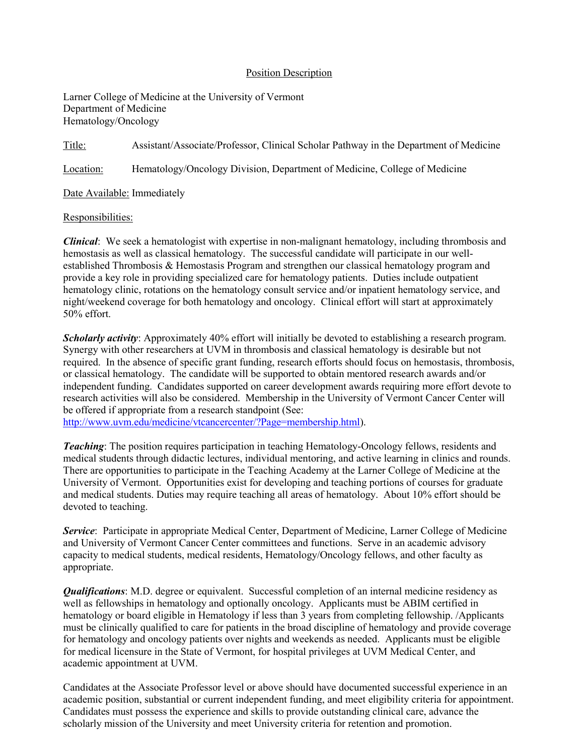Position Description

Larner College of Medicine at the University of Vermont
Department of Medicine
Hematology/Oncology

Title: Assistant/Associate/Professor, Clinical Scholar Pathway in the Department of Medicine

Location: Hematology/Oncology Division, Department of Medicine, College of Medicine

Date Available: Immediately

Responsibilities:

***Clinical***: We seek a hematologist with expertise in non-malignant hematology, including thrombosis and hemostasis as well as classical hematology. The successful candidate will participate in our well-established Thrombosis & Hemostasis Program and strengthen our classical hematology program and provide a key role in providing specialized care for hematology patients. Duties include outpatient hematology clinic, rotations on the hematology consult service and/or inpatient hematology service, and night/weekend coverage for both hematology and oncology. Clinical effort will start at approximately 50% effort.

***Scholarly activity***: Approximately 40% effort will initially be devoted to establishing a research program. Synergy with other researchers at UVM in thrombosis and classical hematology is desirable but not required. In the absence of specific grant funding, research efforts should focus on hemostasis, thrombosis, or classical hematology. The candidate will be supported to obtain mentored research awards and/or independent funding. Candidates supported on career development awards requiring more effort devote to research activities will also be considered. Membership in the University of Vermont Cancer Center will be offered if appropriate from a research standpoint (See: http://www.uvm.edu/medicine/vtcancercenter/?Page=membership.html).

***Teaching***: The position requires participation in teaching Hematology-Oncology fellows, residents and medical students through didactic lectures, individual mentoring, and active learning in clinics and rounds. There are opportunities to participate in the Teaching Academy at the Larner College of Medicine at the University of Vermont. Opportunities exist for developing and teaching portions of courses for graduate and medical students. Duties may require teaching all areas of hematology. About 10% effort should be devoted to teaching.

***Service***: Participate in appropriate Medical Center, Department of Medicine, Larner College of Medicine and University of Vermont Cancer Center committees and functions. Serve in an academic advisory capacity to medical students, medical residents, Hematology/Oncology fellows, and other faculty as appropriate.

***Qualifications***: M.D. degree or equivalent. Successful completion of an internal medicine residency as well as fellowships in hematology and optionally oncology. Applicants must be ABIM certified in hematology or board eligible in Hematology if less than 3 years from completing fellowship. /Applicants must be clinically qualified to care for patients in the broad discipline of hematology and provide coverage for hematology and oncology patients over nights and weekends as needed. Applicants must be eligible for medical licensure in the State of Vermont, for hospital privileges at UVM Medical Center, and academic appointment at UVM.

Candidates at the Associate Professor level or above should have documented successful experience in an academic position, substantial or current independent funding, and meet eligibility criteria for appointment. Candidates must possess the experience and skills to provide outstanding clinical care, advance the scholarly mission of the University and meet University criteria for retention and promotion.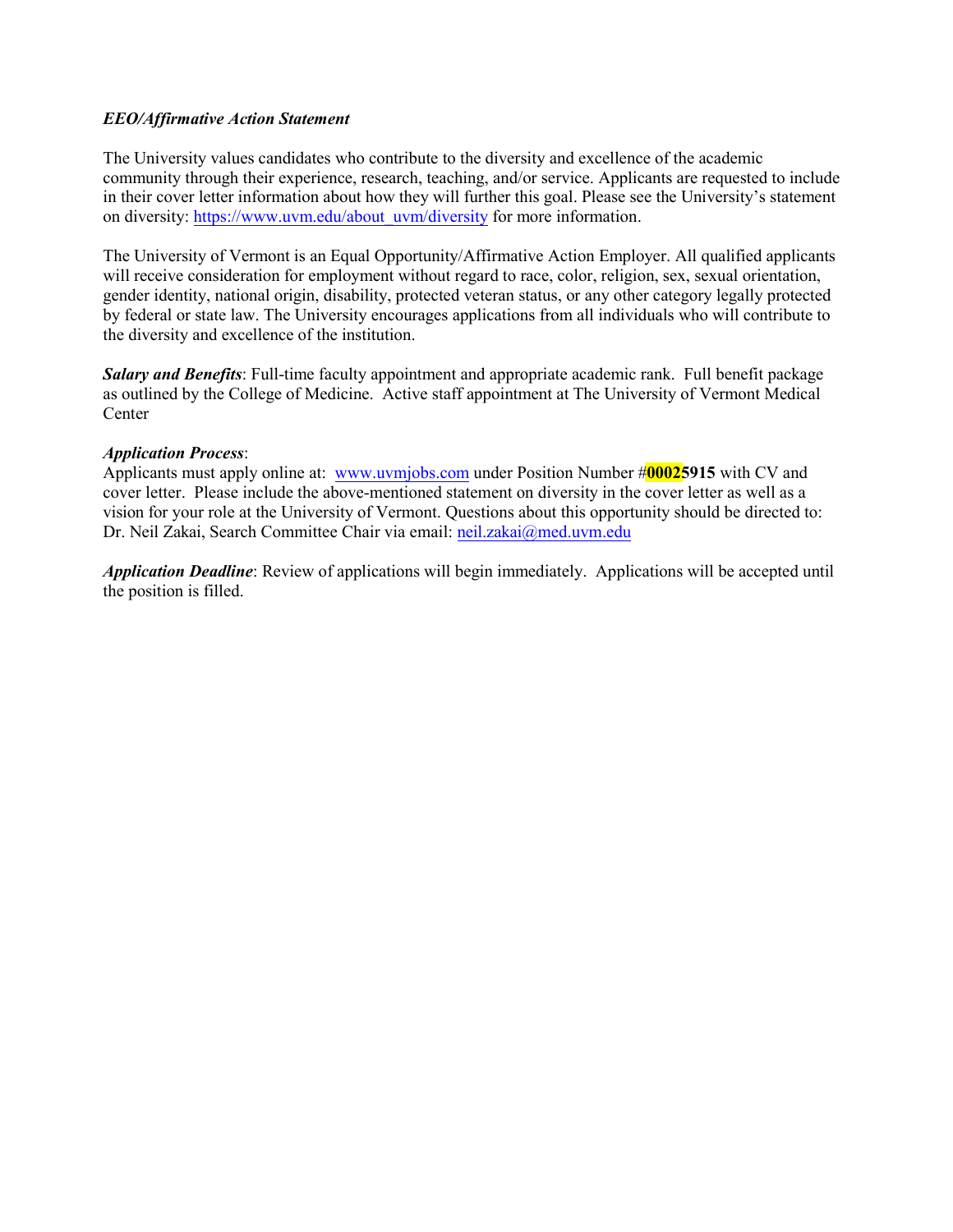***EEO/Affirmative Action Statement***

The University values candidates who contribute to the diversity and excellence of the academic community through their experience, research, teaching, and/or service. Applicants are requested to include in their cover letter information about how they will further this goal. Please see the University's statement on diversity: https://www.uvm.edu/about_uvm/diversity for more information.

The University of Vermont is an Equal Opportunity/Affirmative Action Employer. All qualified applicants will receive consideration for employment without regard to race, color, religion, sex, sexual orientation, gender identity, national origin, disability, protected veteran status, or any other category legally protected by federal or state law. The University encourages applications from all individuals who will contribute to the diversity and excellence of the institution.

***Salary and Benefits***: Full-time faculty appointment and appropriate academic rank. Full benefit package as outlined by the College of Medicine. Active staff appointment at The University of Vermont Medical Center

***Application Process***:
Applicants must apply online at: www.uvmjobs.com under Position Number #**00025915** with CV and cover letter. Please include the above-mentioned statement on diversity in the cover letter as well as a vision for your role at the University of Vermont. Questions about this opportunity should be directed to: Dr. Neil Zakai, Search Committee Chair via email: neil.zakai@med.uvm.edu

***Application Deadline***: Review of applications will begin immediately. Applications will be accepted until the position is filled.